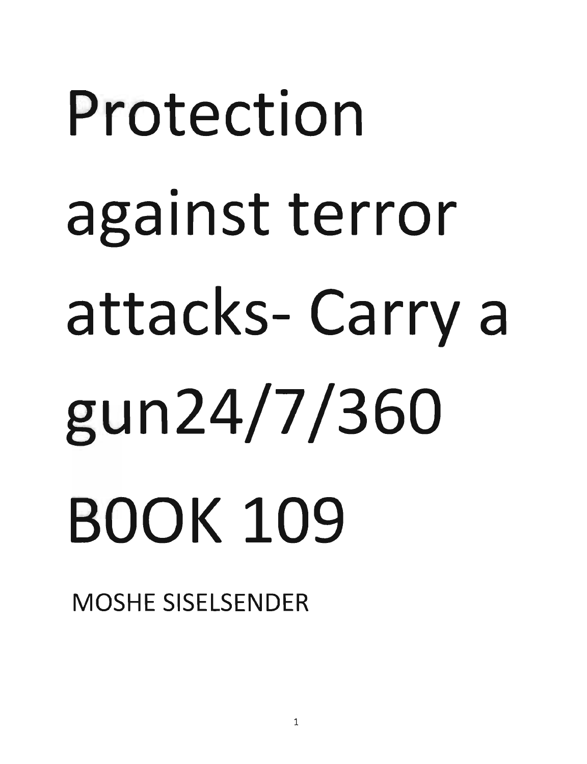# Protection against terror attacks- Carry a gun24/7/360 B0OK 109

MOSHE SISELSENDER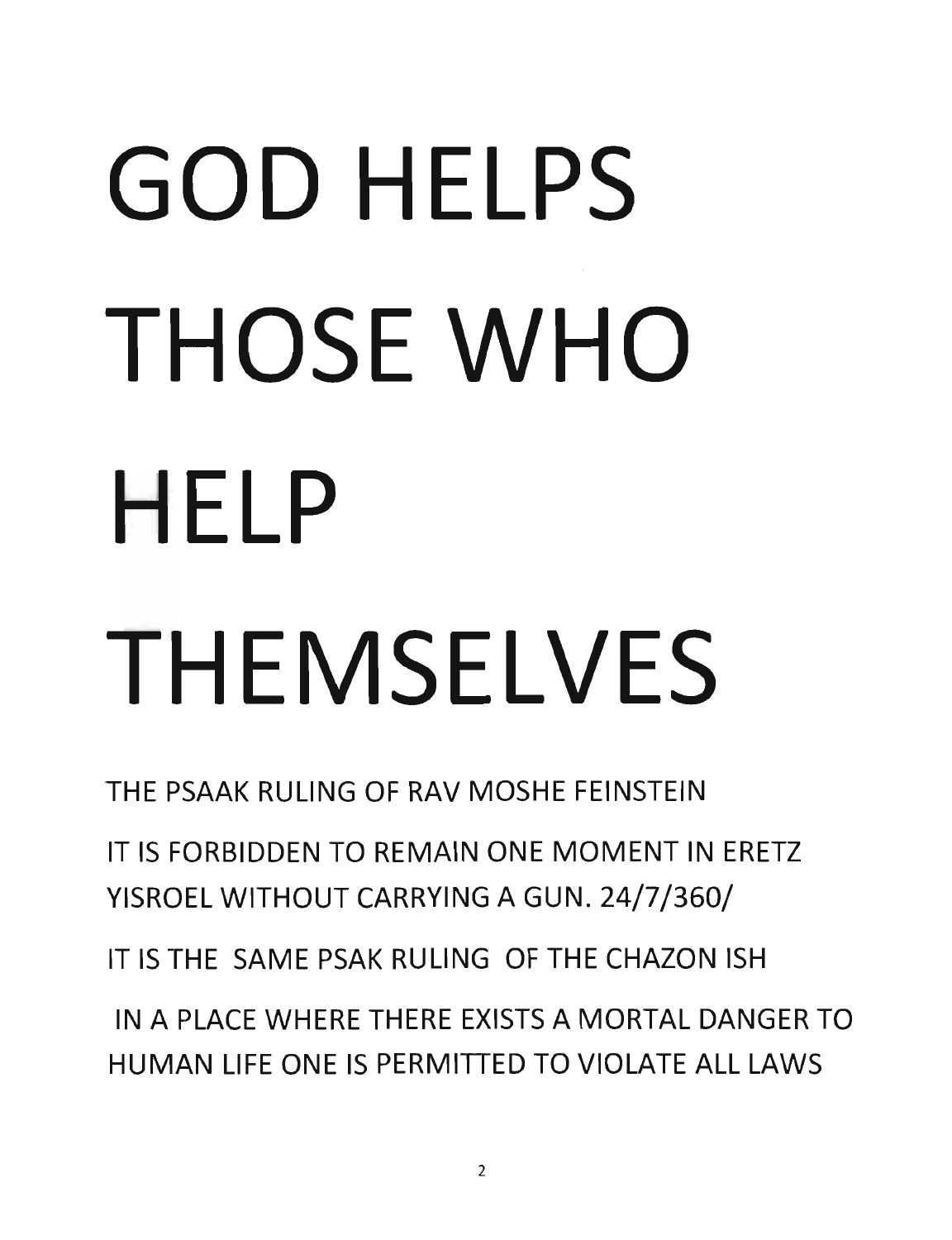# GOD HELPS THOSE WHO HELP THEMSELVES

THE PSAAK RULING OF RAV MOSHE FEINSTEIN

IT IS FORBIDDEN TO REMAIN ONE MOMENT IN ERETZ YISROEL WITHOUT CARRYING A GUN. 24/7/360/

IT IS THE SAME PSAK RULING OF THE CHAZON ISH

IN A PLACE WHERE THERE EXISTS A MORTAL DANGER TO HUMAN LIFE ONE IS PERMITTED TO VIOLATE ALL LAWS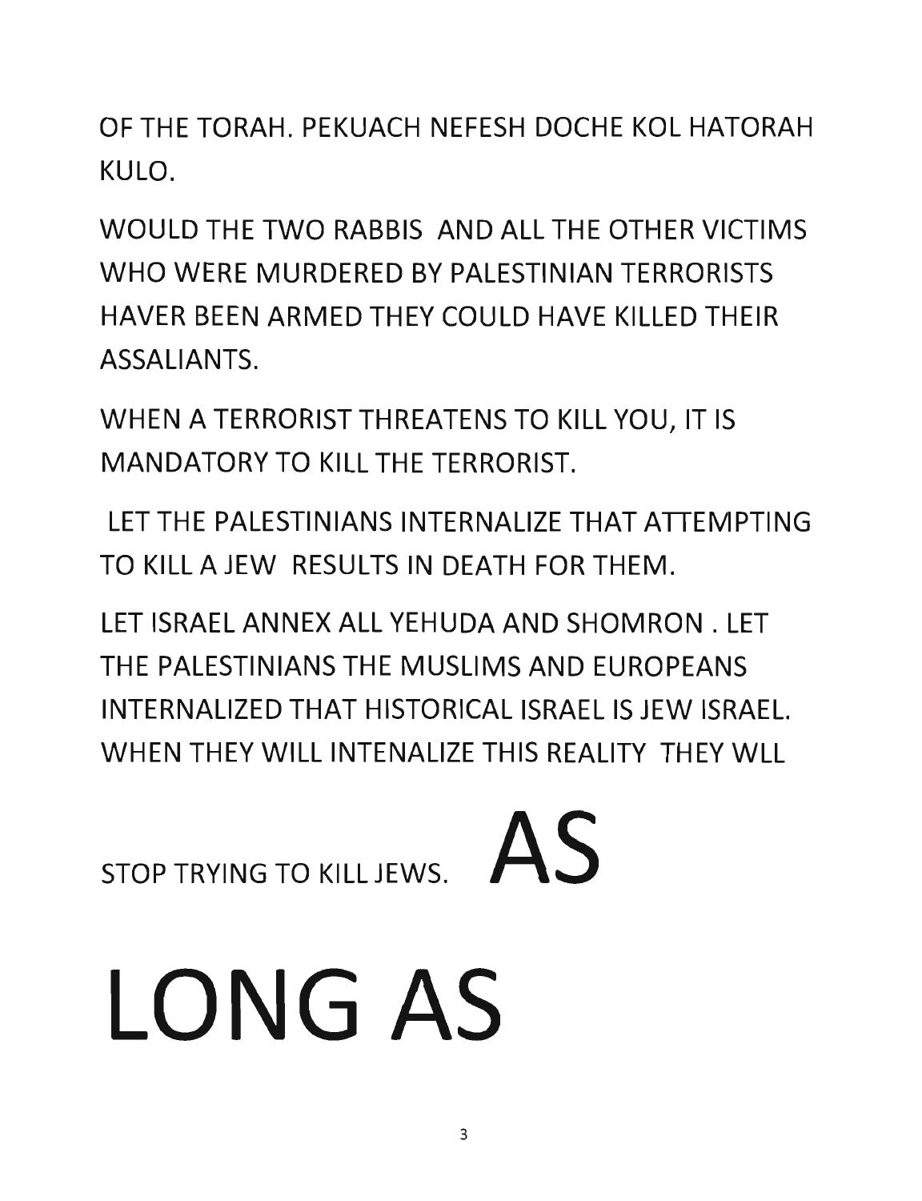OF THE TORAH. PEKUACH NEFESH DOCHE KOL HATORAH KULO.

WOULD THE TWO RABBIS AND ALL THE OTHER VICTIMS WHO WERE MURDERED BY PALESTINIAN TERRORISTS HAVER BEEN ARMED THEY COULD HAVE KILLED THEIR ASSALIANTS.

WHEN A TERRORIST THREATENS TO KILL YOU, IT IS MANDATORY TO KILL THE TERRORIST.

LET THE PALESTINIANS INTERNALIZE THAT ATTEMPTING TO KILL A JEW RESULTS IN DEATH FOR THEM.

LET ISRAEL ANNEX ALL YEHUDA AND SHOMRON . LET THE PALESTINIANS THE MUSLIMS AND EUROPEANS INTERNALIZED THAT HISTORICAL ISRAEL IS JEW ISRAEL. WHEN THEY WILL INTENALIZE THIS REALITY THEY WLL STOP TRYING TO KILL JEWS. **AS**

# LONG AS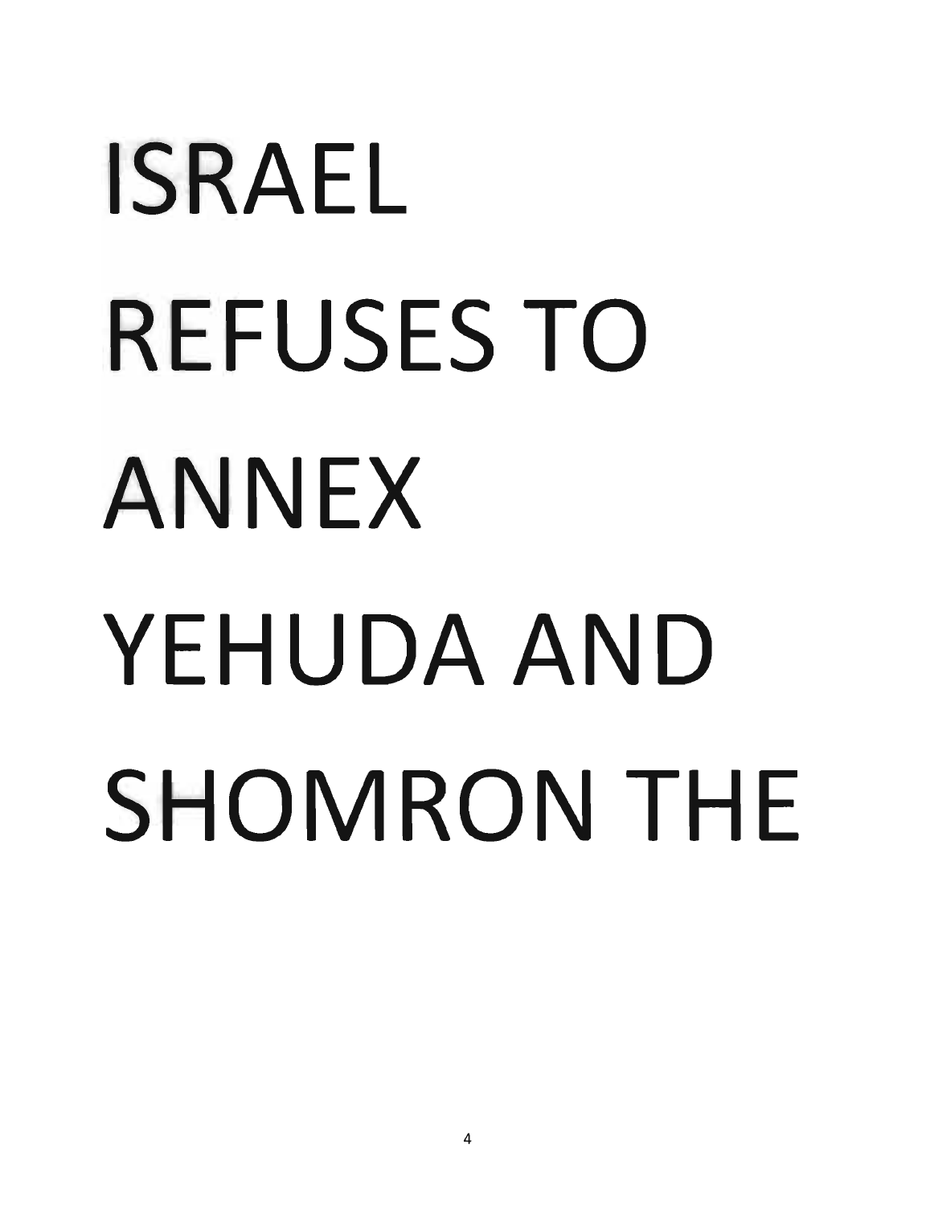ISRAEL REFUSES TO ANNEX YEHUDA AND SHOMRON THE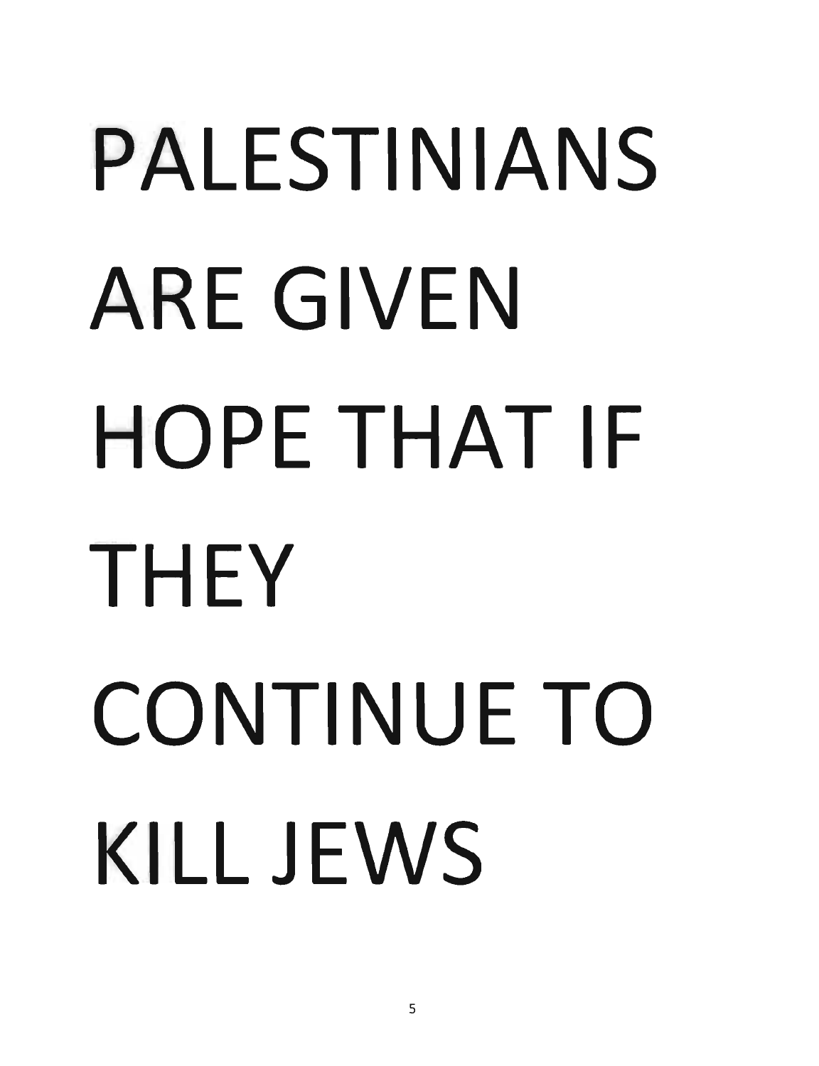PALESTINIANS ARE GIVEN HOPE THAT IF THEY CONTINUE TO KILL JEWS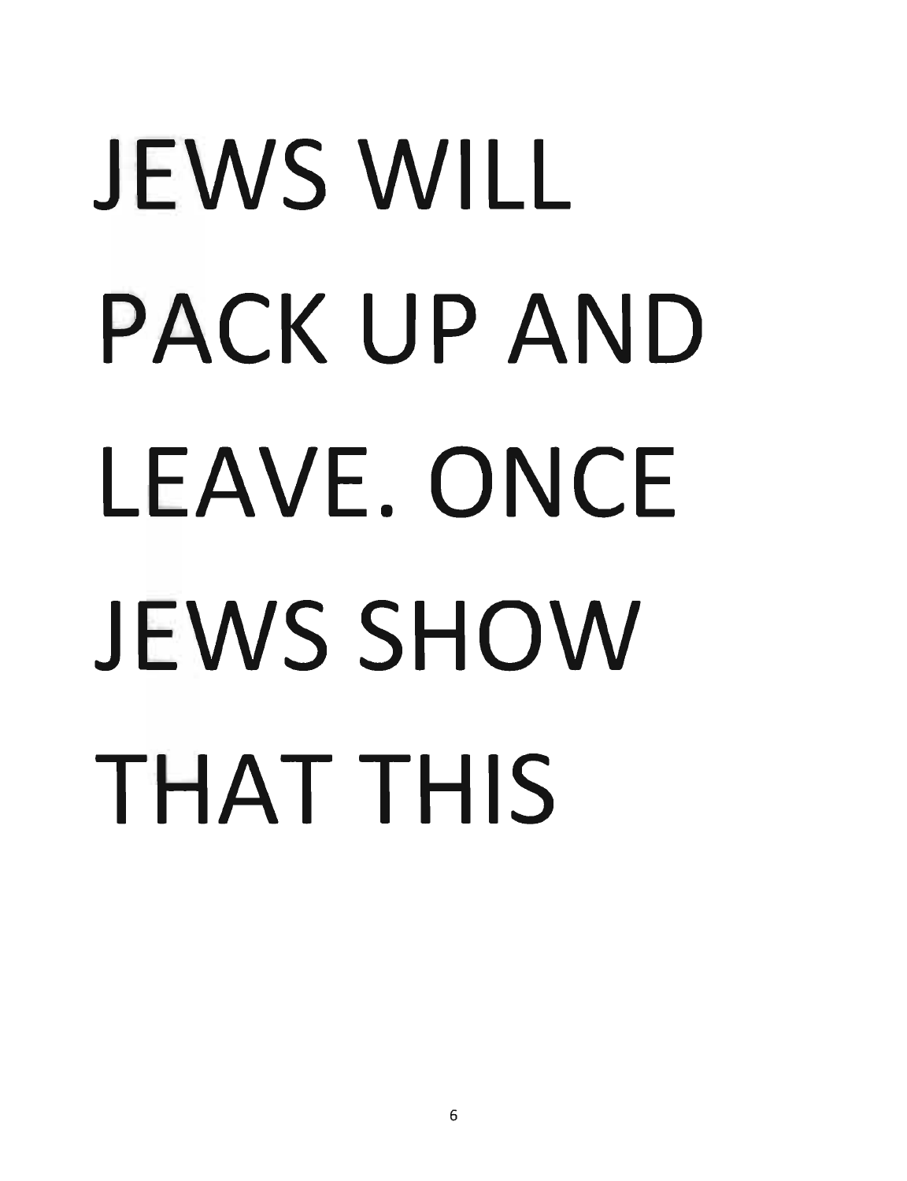JEWS WILL PACK UP AND LEAVE. ONCE JEWS SHOW THAT THIS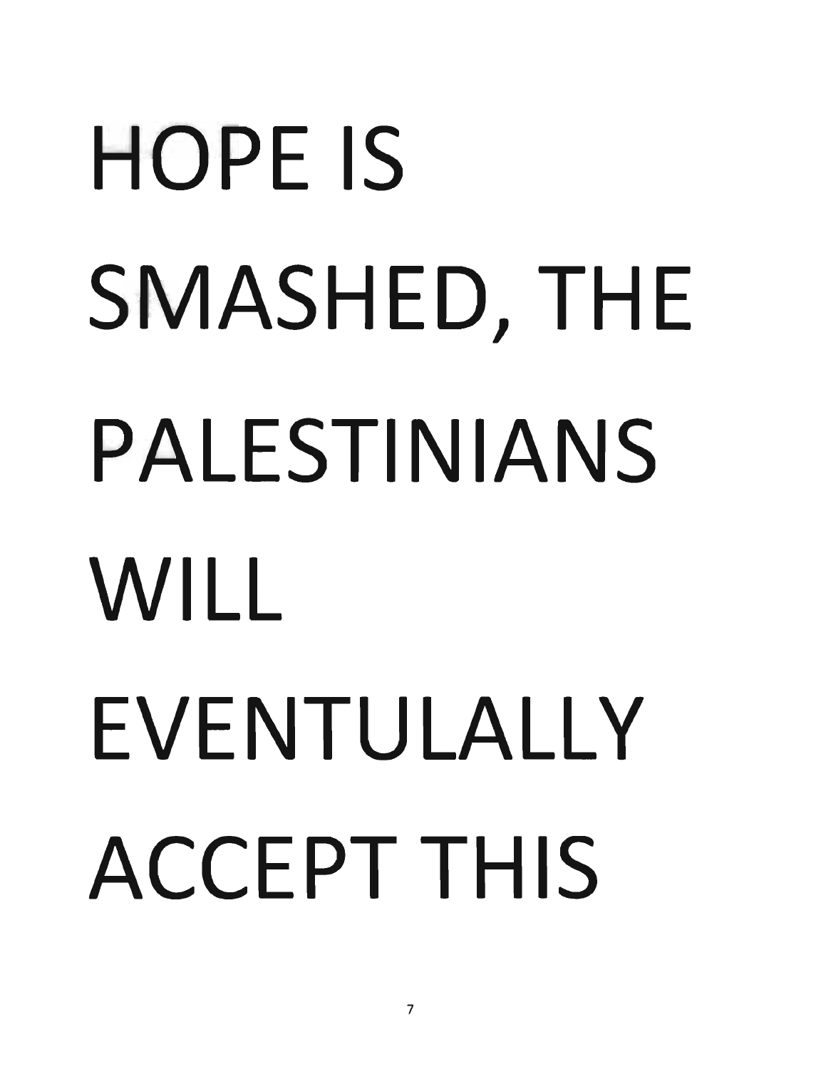HOPE IS SMASHED, THE PALESTINIANS WILL EVENTULALLY ACCEPT THIS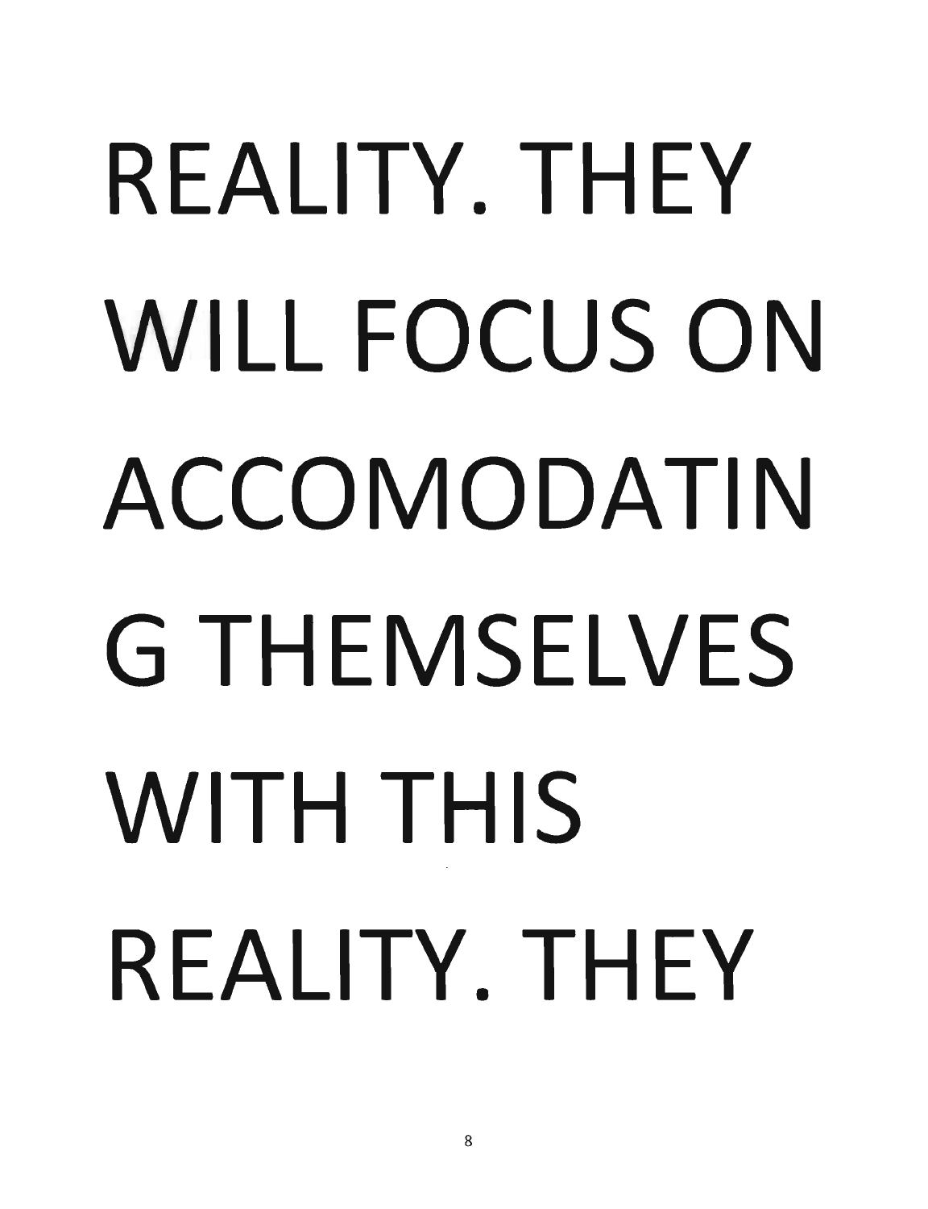REALITY. THEY WILL FOCUS ON ACCOMODATIN G THEMSELVES WITH THIS REALITY. THEY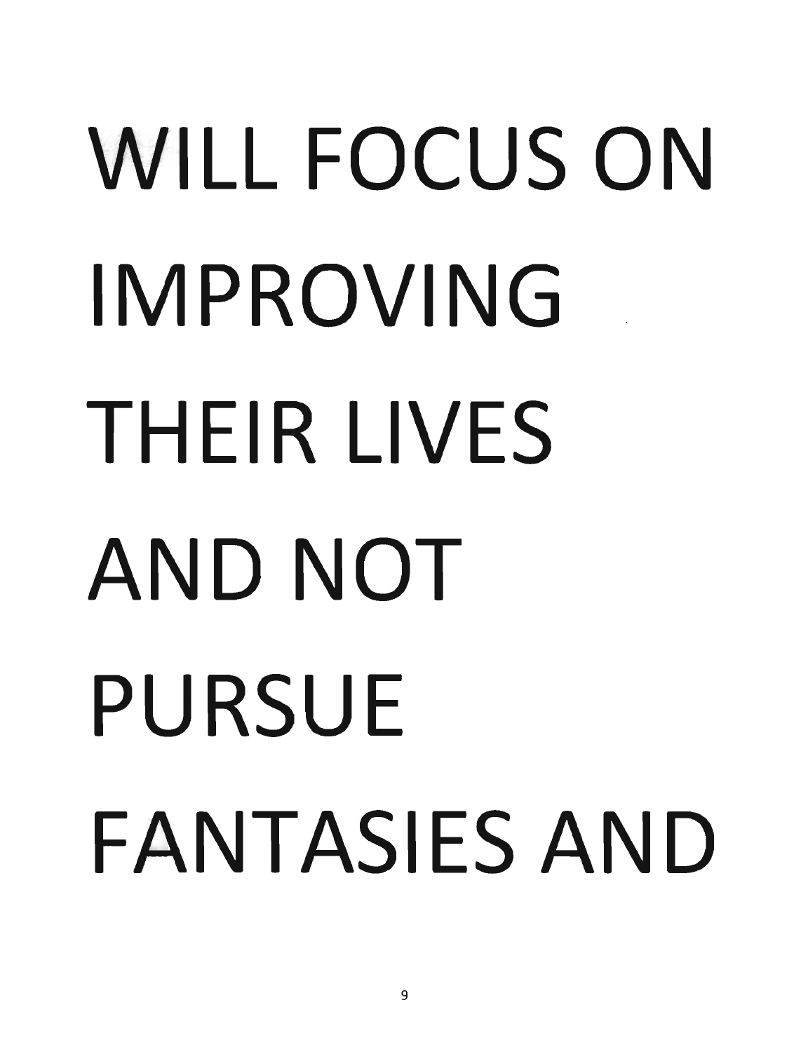WILL FOCUS ON IMPROVING THEIR LIVES AND NOT PURSUE FANTASIES AND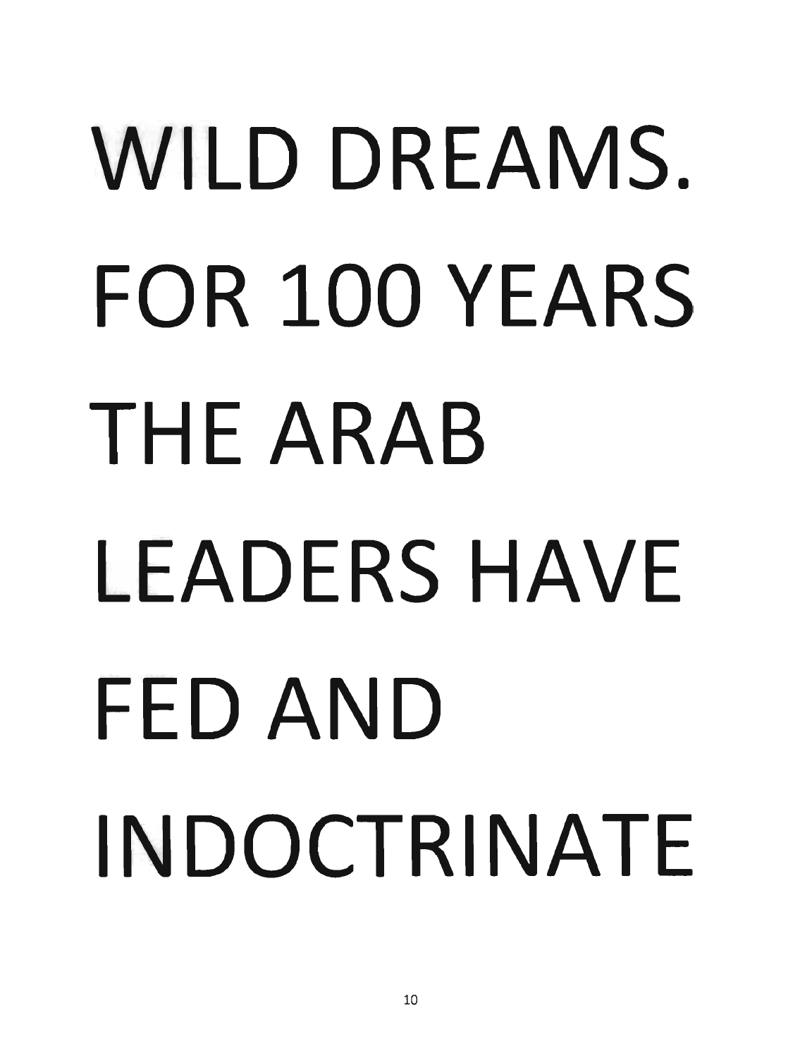WILD DREAMS. FOR 100 YEARS THE ARAB LEADERS HAVE FED AND INDOCTRINATE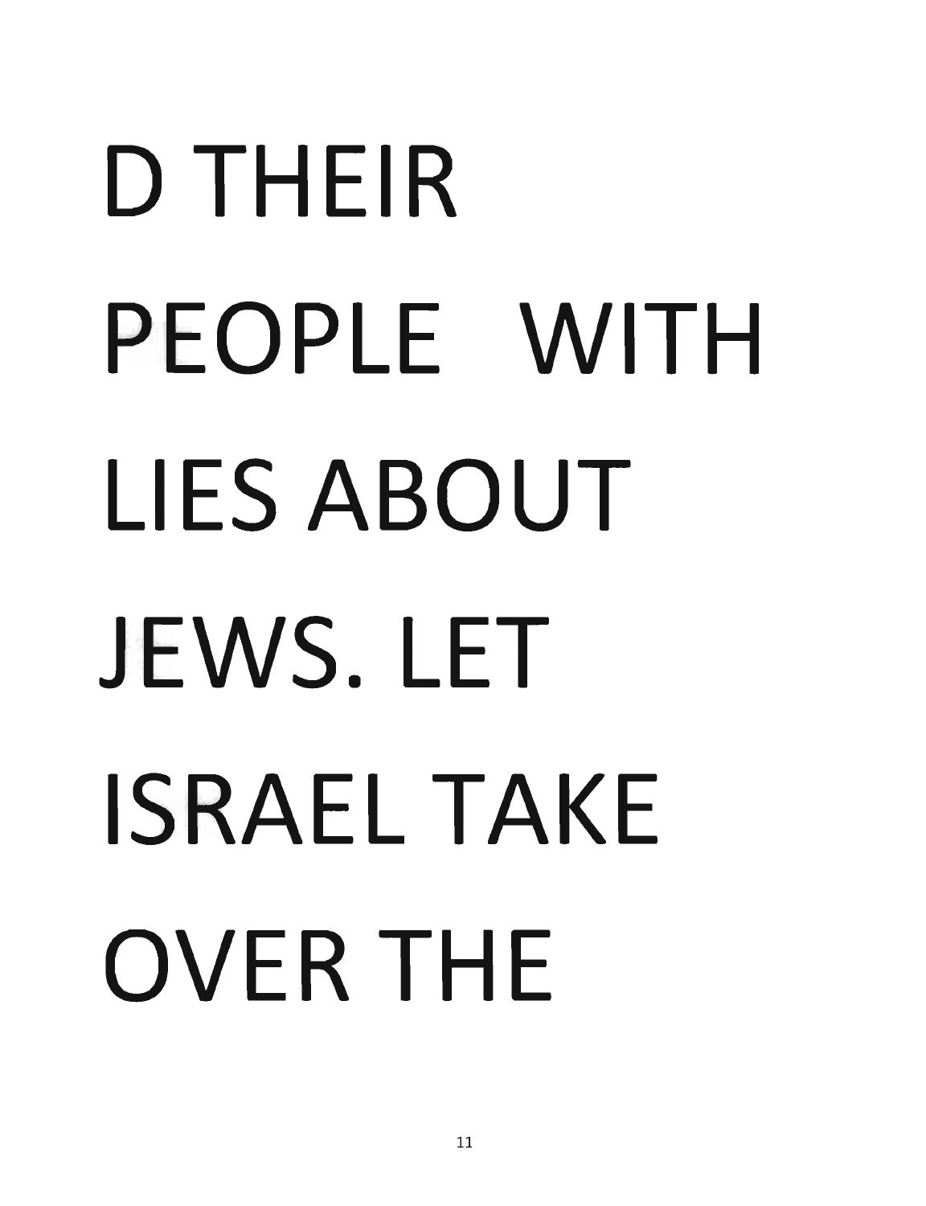D THEIR PEOPLE WITH LIES ABOUT JEWS. LET ISRAEL TAKE OVER THE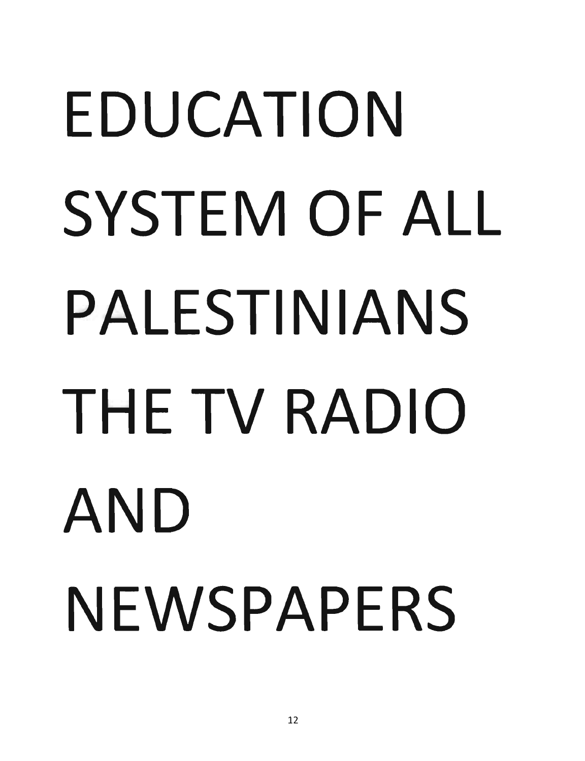EDUCATION SYSTEM OF ALL PALESTINIANS THE TV RADIO AND NEWSPAPERS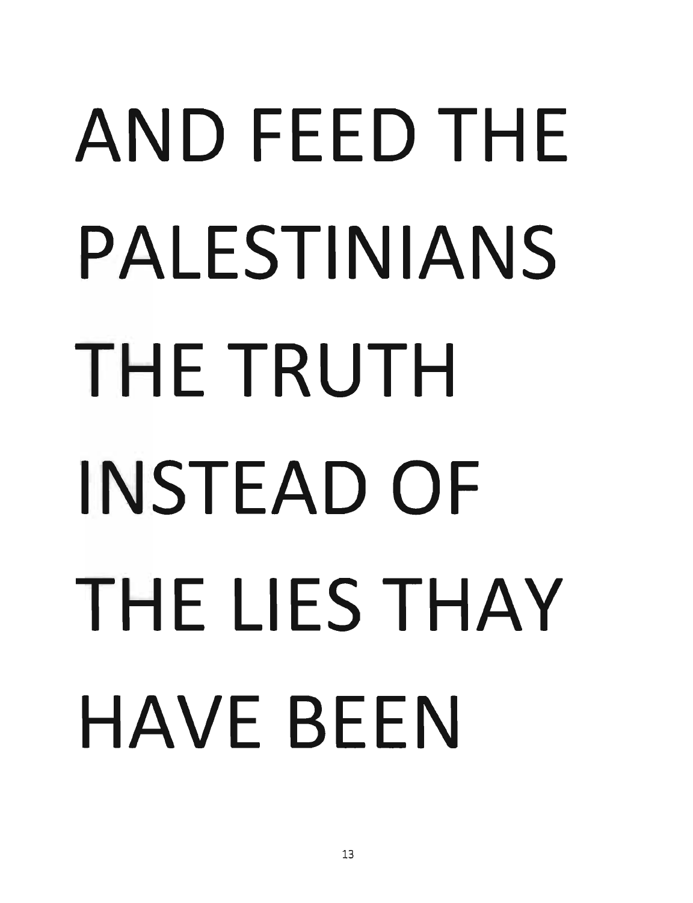AND FEED THE PALESTINIANS THE TRUTH INSTEAD OF THE LIES THAY HAVE BEEN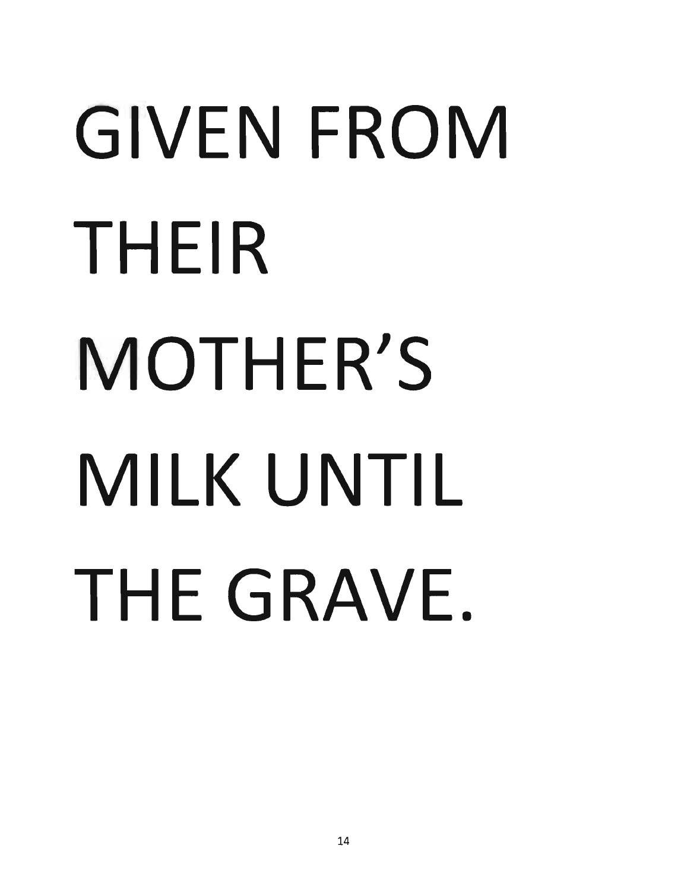GIVEN FROM THEIR MOTHER'S MILK UNTIL THE GRAVE.